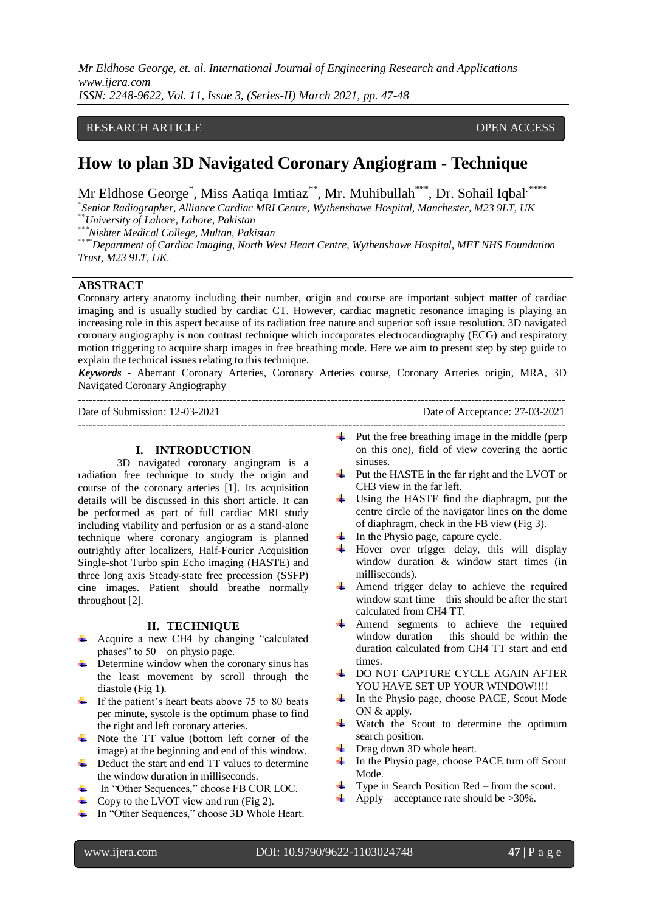# How to plan 3D Navigated Coronary Angiogram - Technique

Mr Eldhose George[*], Miss Aatiqa Imtiaz[**], Mr. Muhibullah[***], Dr. Sohail Iqbal[****]

[*]*Senior Radiographer, Alliance Cardiac MRI Centre, Wythenshawe Hospital, Manchester, M23 9LT, UK*
[**]*University of Lahore, Lahore, Pakistan*
[***]*Nishter Medical College, Multan, Pakistan*
[****]*Department of Cardiac Imaging, North West Heart Centre, Wythenshawe Hospital, MFT NHS Foundation Trust, M23 9LT, UK.*

**ABSTRACT**

Coronary artery anatomy including their number, origin and course are important subject matter of cardiac imaging and is usually studied by cardiac CT. However, cardiac magnetic resonance imaging is playing an increasing role in this aspect because of its radiation free nature and superior soft issue resolution. 3D navigated coronary angiography is non contrast technique which incorporates electrocardiography (ECG) and respiratory motion triggering to acquire sharp images in free breathing mode. Here we aim to present step by step guide to explain the technical issues relating to this technique.

***Keywords*** - Aberrant Coronary Arteries, Coronary Arteries course, Coronary Arteries origin, MRA, 3D Navigated Coronary Angiography

Date of Submission: 12-03-2021 | Date of Acceptance: 27-03-2021

## I. INTRODUCTION

3D navigated coronary angiogram is a radiation free technique to study the origin and course of the coronary arteries [1]. Its acquisition details will be discussed in this short article. It can be performed as part of full cardiac MRI study including viability and perfusion or as a stand-alone technique where coronary angiogram is planned outrightly after localizers, Half-Fourier Acquisition Single-shot Turbo spin Echo imaging (HASTE) and three long axis Steady-state free precession (SSFP) cine images. Patient should breathe normally throughout [2].

## II. TECHNIQUE

- Acquire a new CH4 by changing "calculated phases" to 50 – on physio page.
- Determine window when the coronary sinus has the least movement by scroll through the diastole (Fig 1).
- If the patient's heart beats above 75 to 80 beats per minute, systole is the optimum phase to find the right and left coronary arteries.
- Note the TT value (bottom left corner of the image) at the beginning and end of this window.
- Deduct the start and end TT values to determine the window duration in milliseconds.
- In "Other Sequences," choose FB COR LOC.
- Copy to the LVOT view and run (Fig 2).
- In "Other Sequences," choose 3D Whole Heart.
- Put the free breathing image in the middle (perp on this one), field of view covering the aortic sinuses.
- Put the HASTE in the far right and the LVOT or CH3 view in the far left.
- Using the HASTE find the diaphragm, put the centre circle of the navigator lines on the dome of diaphragm, check in the FB view (Fig 3).
- In the Physio page, capture cycle.
- Hover over trigger delay, this will display window duration & window start times (in milliseconds).
- Amend trigger delay to achieve the required window start time – this should be after the start calculated from CH4 TT.
- Amend segments to achieve the required window duration – this should be within the duration calculated from CH4 TT start and end times.
- DO NOT CAPTURE CYCLE AGAIN AFTER YOU HAVE SET UP YOUR WINDOW!!!!
- In the Physio page, choose PACE, Scout Mode ON & apply.
- Watch the Scout to determine the optimum search position.
- Drag down 3D whole heart.
- In the Physio page, choose PACE turn off Scout Mode.
- Type in Search Position Red – from the scout.
- Apply – acceptance rate should be >30%.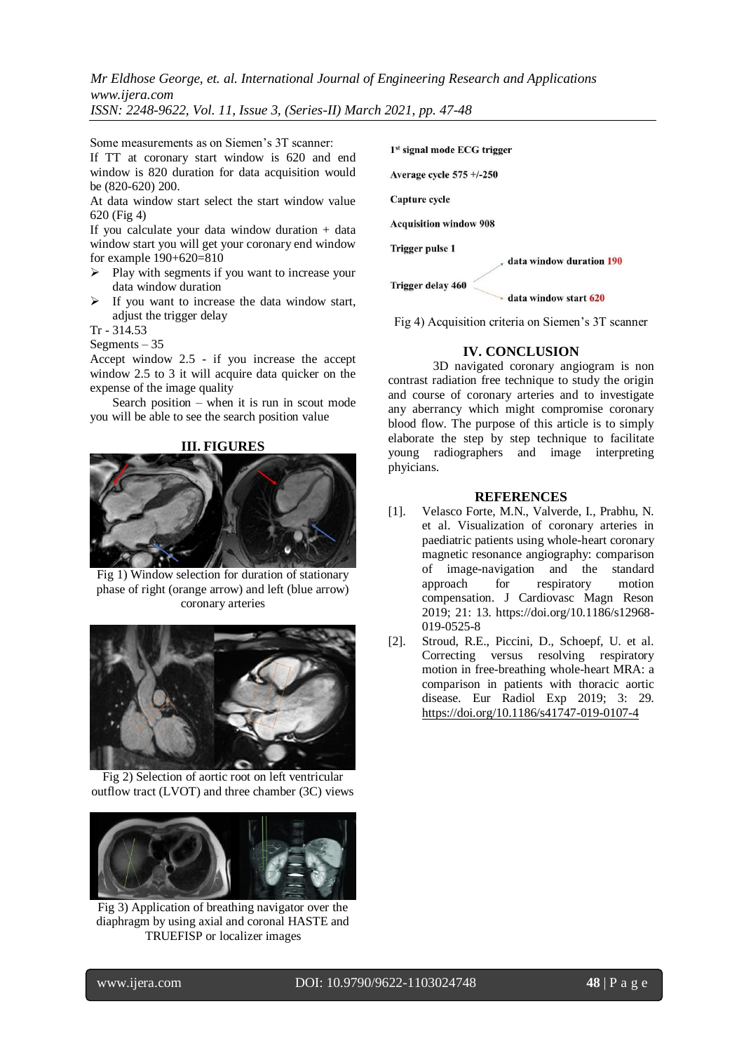Some measurements as on Siemen's 3T scanner:

If TT at coronary start window is 620 and end window is 820 duration for data acquisition would be (820-620) 200.

At data window start select the start window value 620 (Fig 4)

If you calculate your data window duration + data window start you will get your coronary end window for example 190+620=810

- Play with segments if you want to increase your data window duration
- If you want to increase the data window start, adjust the trigger delay

Tr - 314.53

Segments – 35

Accept window 2.5 - if you increase the accept window 2.5 to 3 it will acquire data quicker on the expense of the image quality

Search position – when it is run in scout mode you will be able to see the search position value

## III. FIGURES

Fig 1) Window selection for duration of stationary phase of right (orange arrow) and left (blue arrow) coronary arteries

Fig 2) Selection of aortic root on left ventricular outflow tract (LVOT) and three chamber (3C) views

Fig 3) Application of breathing navigator over the diaphragm by using axial and coronal HASTE and TRUEFISP or localizer images

1st signal mode ECG trigger

Average cycle 575 +/-250

Capture cycle

Acquisition window 908

Trigger pulse 1

Trigger delay 460

data window duration 190

data window start 620

Fig 4) Acquisition criteria on Siemen's 3T scanner

## IV. CONCLUSION

3D navigated coronary angiogram is non contrast radiation free technique to study the origin and course of coronary arteries and to investigate any aberrancy which might compromise coronary blood flow. The purpose of this article is to simply elaborate the step by step technique to facilitate young radiographers and image interpreting phyicians.

## REFERENCES

[1]. Velasco Forte, M.N., Valverde, I., Prabhu, N. et al. Visualization of coronary arteries in paediatric patients using whole-heart coronary magnetic resonance angiography: comparison of image-navigation and the standard approach for respiratory motion compensation. J Cardiovasc Magn Reson 2019; 21: 13. https://doi.org/10.1186/s12968-019-0525-8

[2]. Stroud, R.E., Piccini, D., Schoepf, U. et al. Correcting versus resolving respiratory motion in free-breathing whole-heart MRA: a comparison in patients with thoracic aortic disease. Eur Radiol Exp 2019; 3: 29. https://doi.org/10.1186/s41747-019-0107-4